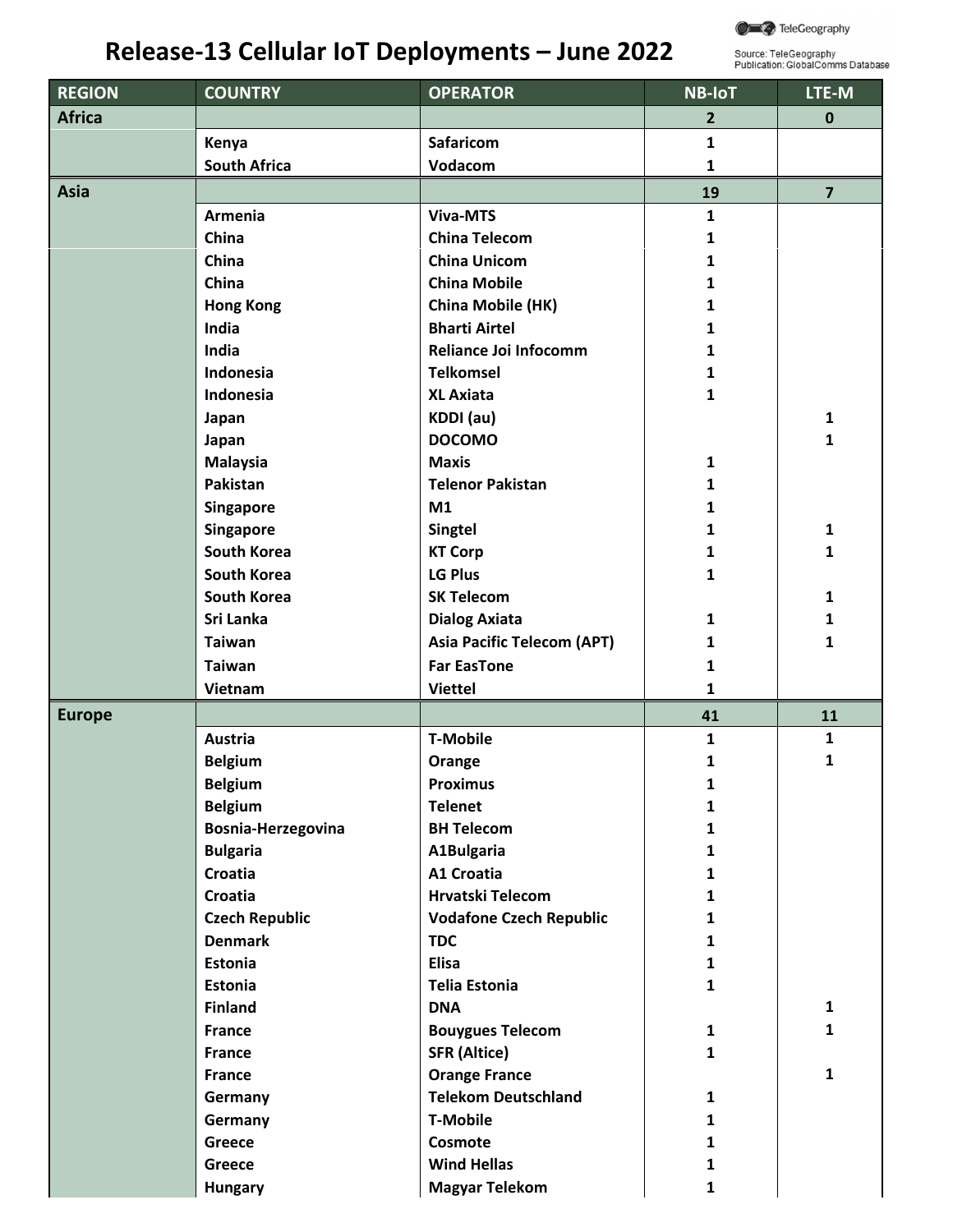# Release-13 Cellular IoT Deployments – June 2022

Source: TeleGeography
Publication: GlobalComms Database

| REGION | COUNTRY | OPERATOR | NB-IoT | LTE-M |
|---|---|---|---|---|
| **Africa** | | | **2** | **0** |
| | Kenya | Safaricom | 1 | |
| | South Africa | Vodacom | 1 | |
| **Asia** | | | **19** | **7** |
| | Armenia | Viva-MTS | 1 | |
| | China | China Telecom | 1 | |
| | China | China Unicom | 1 | |
| | China | China Mobile | 1 | |
| | Hong Kong | China Mobile (HK) | 1 | |
| | India | Bharti Airtel | 1 | |
| | India | Reliance Joi Infocomm | 1 | |
| | Indonesia | Telkomsel | 1 | |
| | Indonesia | XL Axiata | 1 | |
| | Japan | KDDI (au) | | 1 |
| | Japan | DOCOMO | | 1 |
| | Malaysia | Maxis | 1 | |
| | Pakistan | Telenor Pakistan | 1 | |
| | Singapore | M1 | 1 | |
| | Singapore | Singtel | 1 | 1 |
| | South Korea | KT Corp | 1 | 1 |
| | South Korea | LG Plus | 1 | |
| | South Korea | SK Telecom | | 1 |
| | Sri Lanka | Dialog Axiata | 1 | 1 |
| | Taiwan | Asia Pacific Telecom (APT) | 1 | 1 |
| | Taiwan | Far EasTone | 1 | |
| | Vietnam | Viettel | 1 | |
| **Europe** | | | **41** | **11** |
| | Austria | T-Mobile | 1 | 1 |
| | Belgium | Orange | 1 | 1 |
| | Belgium | Proximus | 1 | |
| | Belgium | Telenet | 1 | |
| | Bosnia-Herzegovina | BH Telecom | 1 | |
| | Bulgaria | A1Bulgaria | 1 | |
| | Croatia | A1 Croatia | 1 | |
| | Croatia | Hrvatski Telecom | 1 | |
| | Czech Republic | Vodafone Czech Republic | 1 | |
| | Denmark | TDC | 1 | |
| | Estonia | Elisa | 1 | |
| | Estonia | Telia Estonia | 1 | |
| | Finland | DNA | | 1 |
| | France | Bouygues Telecom | 1 | 1 |
| | France | SFR (Altice) | 1 | |
| | France | Orange France | | 1 |
| | Germany | Telekom Deutschland | 1 | |
| | Germany | T-Mobile | 1 | |
| | Greece | Cosmote | 1 | |
| | Greece | Wind Hellas | 1 | |
| | Hungary | Magyar Telekom | 1 | |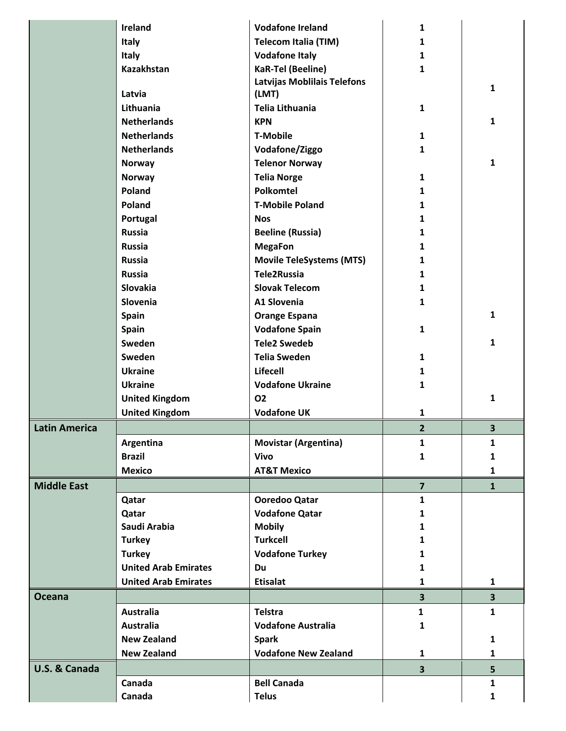| | | | | |
|---|---|---|---|---|
| | Ireland | Vodafone Ireland | 1 | |
| | Italy | Telecom Italia (TIM) | 1 | |
| | Italy | Vodafone Italy | 1 | |
| | Kazakhstan | KaR-Tel (Beeline) | 1 | |
| | Latvia | Latvijas Moblilais Telefons (LMT) | | 1 |
| | Lithuania | Telia Lithuania | 1 | |
| | Netherlands | KPN | | 1 |
| | Netherlands | T-Mobile | 1 | |
| | Netherlands | Vodafone/Ziggo | 1 | |
| | Norway | Telenor Norway | | 1 |
| | Norway | Telia Norge | 1 | |
| | Poland | Polkomtel | 1 | |
| | Poland | T-Mobile Poland | 1 | |
| | Portugal | Nos | 1 | |
| | Russia | Beeline (Russia) | 1 | |
| | Russia | MegaFon | 1 | |
| | Russia | Movile TeleSystems (MTS) | 1 | |
| | Russia | Tele2Russia | 1 | |
| | Slovakia | Slovak Telecom | 1 | |
| | Slovenia | A1 Slovenia | 1 | |
| | Spain | Orange Espana | | 1 |
| | Spain | Vodafone Spain | 1 | |
| | Sweden | Tele2 Swedeb | | 1 |
| | Sweden | Telia Sweden | 1 | |
| | Ukraine | Lifecell | 1 | |
| | Ukraine | Vodafone Ukraine | 1 | |
| | United Kingdom | O2 | | 1 |
| | United Kingdom | Vodafone UK | 1 | |
| **Latin America** | | | **2** | **3** |
| | Argentina | Movistar (Argentina) | 1 | 1 |
| | Brazil | Vivo | 1 | 1 |
| | Mexico | AT&T Mexico | | 1 |
| **Middle East** | | | **7** | **1** |
| | Qatar | Ooredoo Qatar | 1 | |
| | Qatar | Vodafone Qatar | 1 | |
| | Saudi Arabia | Mobily | 1 | |
| | Turkey | Turkcell | 1 | |
| | Turkey | Vodafone Turkey | 1 | |
| | United Arab Emirates | Du | 1 | |
| | United Arab Emirates | Etisalat | 1 | 1 |
| **Oceana** | | | **3** | **3** |
| | Australia | Telstra | 1 | 1 |
| | Australia | Vodafone Australia | 1 | |
| | New Zealand | Spark | | 1 |
| | New Zealand | Vodafone New Zealand | 1 | 1 |
| **U.S. & Canada** | | | **3** | **5** |
| | Canada | Bell Canada | | 1 |
| | Canada | Telus | | 1 |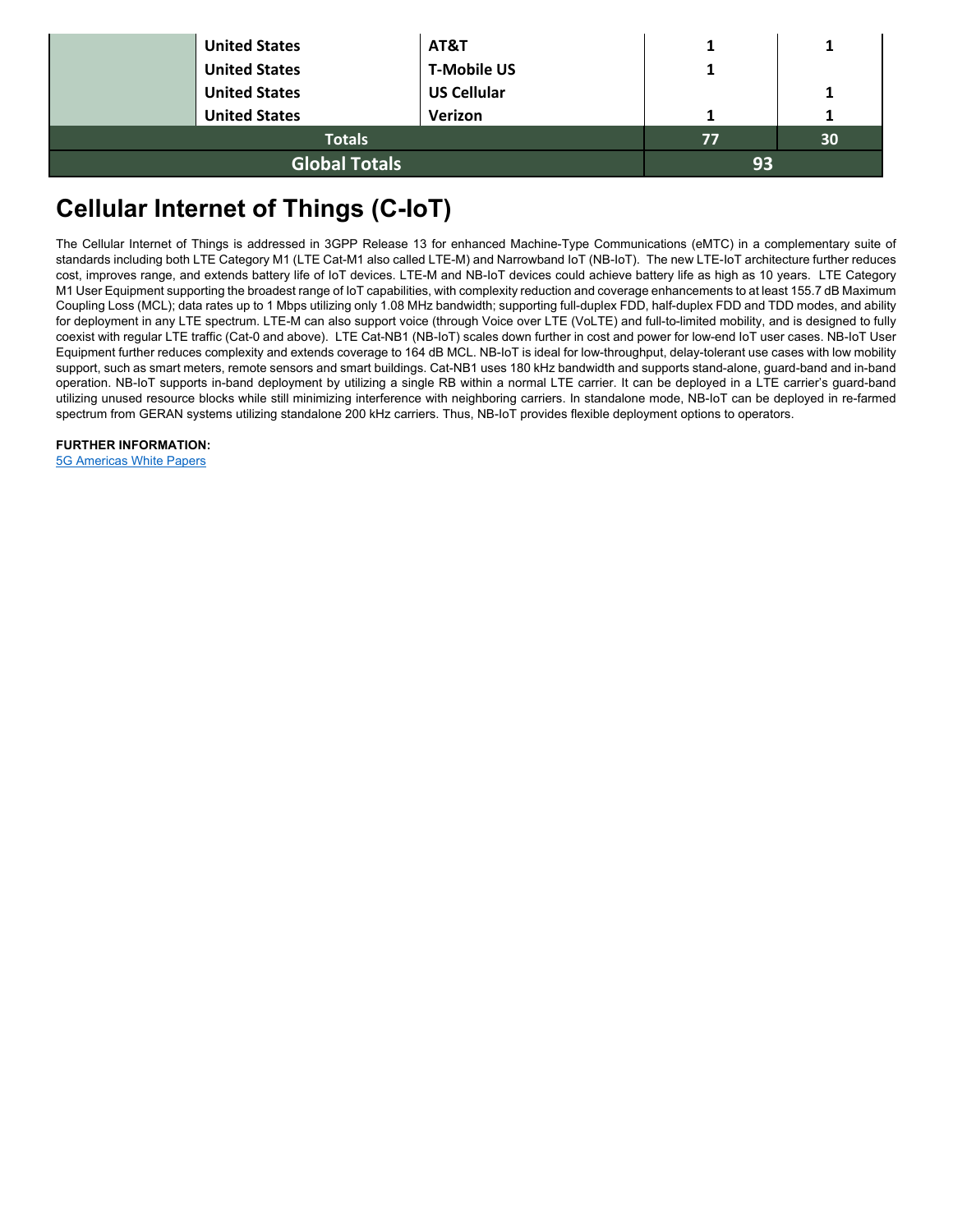| | | | | |
|---|---|---|---|---|
| | United States | AT&T | 1 | 1 |
| | United States | T-Mobile US | 1 | |
| | United States | US Cellular | | 1 |
| | United States | Verizon | 1 | 1 |
| Totals | | | 77 | 30 |
| Global Totals | | | 93 | |

# Cellular Internet of Things (C-IoT)

The Cellular Internet of Things is addressed in 3GPP Release 13 for enhanced Machine-Type Communications (eMTC) in a complementary suite of standards including both LTE Category M1 (LTE Cat-M1 also called LTE-M) and Narrowband IoT (NB-IoT). The new LTE-IoT architecture further reduces cost, improves range, and extends battery life of IoT devices. LTE-M and NB-IoT devices could achieve battery life as high as 10 years. LTE Category M1 User Equipment supporting the broadest range of IoT capabilities, with complexity reduction and coverage enhancements to at least 155.7 dB Maximum Coupling Loss (MCL); data rates up to 1 Mbps utilizing only 1.08 MHz bandwidth; supporting full-duplex FDD, half-duplex FDD and TDD modes, and ability for deployment in any LTE spectrum. LTE-M can also support voice (through Voice over LTE (VoLTE) and full-to-limited mobility, and is designed to fully coexist with regular LTE traffic (Cat-0 and above). LTE Cat-NB1 (NB-IoT) scales down further in cost and power for low-end IoT user cases. NB-IoT User Equipment further reduces complexity and extends coverage to 164 dB MCL. NB-IoT is ideal for low-throughput, delay-tolerant use cases with low mobility support, such as smart meters, remote sensors and smart buildings. Cat-NB1 uses 180 kHz bandwidth and supports stand-alone, guard-band and in-band operation. NB-IoT supports in-band deployment by utilizing a single RB within a normal LTE carrier. It can be deployed in a LTE carrier's guard-band utilizing unused resource blocks while still minimizing interference with neighboring carriers. In standalone mode, NB-IoT can be deployed in re-farmed spectrum from GERAN systems utilizing standalone 200 kHz carriers. Thus, NB-IoT provides flexible deployment options to operators.

**FURTHER INFORMATION:**
5G Americas White Papers